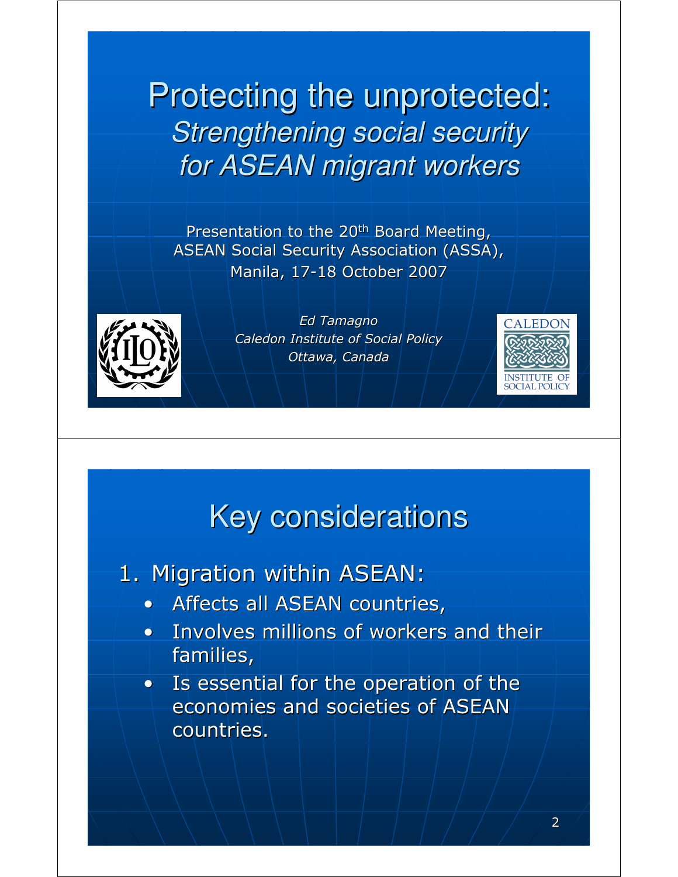# Protecting the unprotected:
## *Strengthening social security for ASEAN migrant workers*

Presentation to the 20th Board Meeting, ASEAN Social Security Association (ASSA), Manila, 17-18 October 2007

*Ed Tamagno*
*Caledon Institute of Social Policy*
*Ottawa, Canada*

# Key considerations

1. Migration within ASEAN:
   - Affects all ASEAN countries,
   - Involves millions of workers and their families,
   - Is essential for the operation of the economies and societies of ASEAN countries.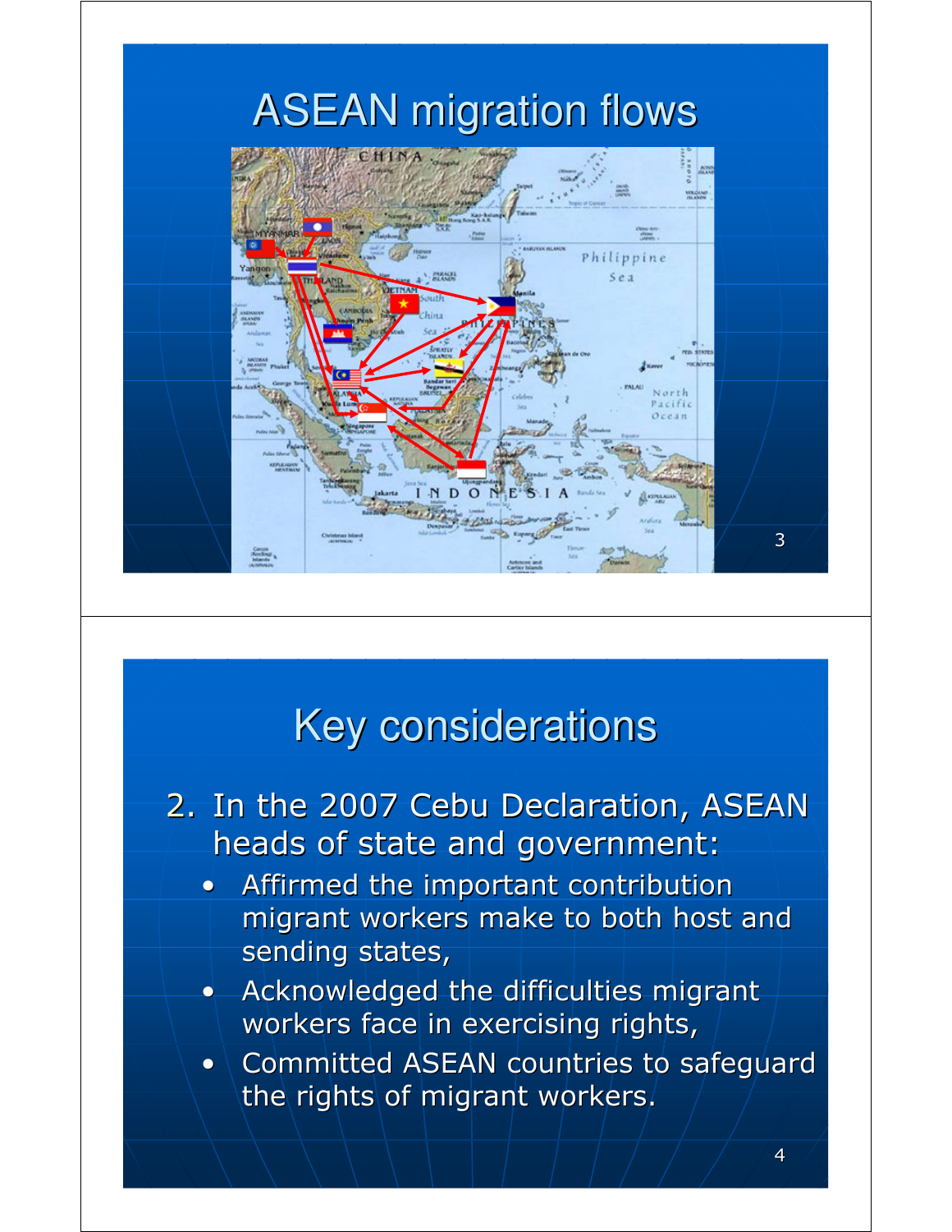# ASEAN migration flows

# Key considerations

2. In the 2007 Cebu Declaration, ASEAN heads of state and government:
   - Affirmed the important contribution migrant workers make to both host and sending states,
   - Acknowledged the difficulties migrant workers face in exercising rights,
   - Committed ASEAN countries to safeguard the rights of migrant workers.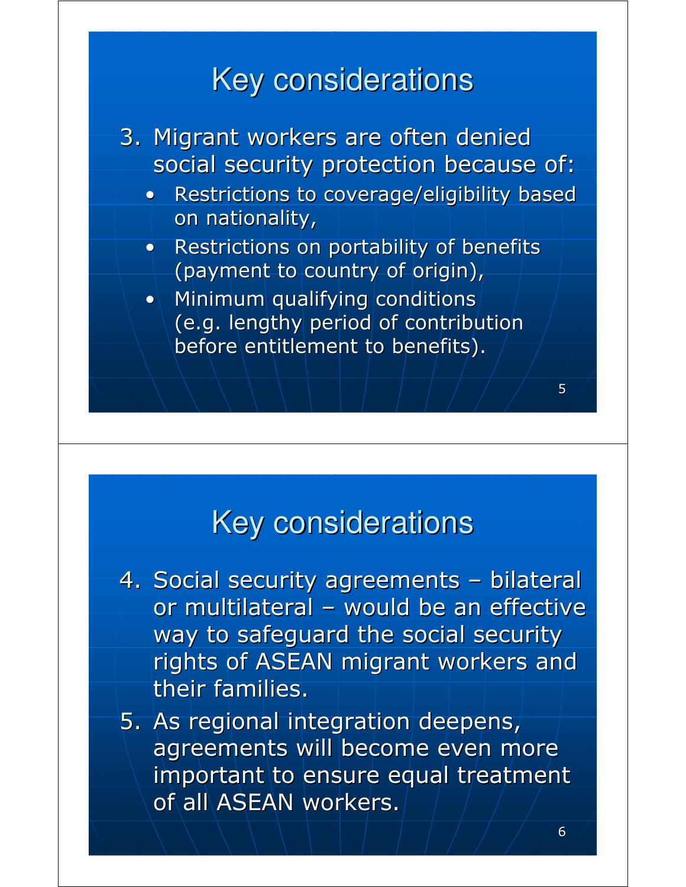# Key considerations

3. Migrant workers are often denied social security protection because of:
   - Restrictions to coverage/eligibility based on nationality,
   - Restrictions on portability of benefits (payment to country of origin),
   - Minimum qualifying conditions (e.g. lengthy period of contribution before entitlement to benefits).

# Key considerations

4. Social security agreements – bilateral or multilateral – would be an effective way to safeguard the social security rights of ASEAN migrant workers and their families.
5. As regional integration deepens, agreements will become even more important to ensure equal treatment of all ASEAN workers.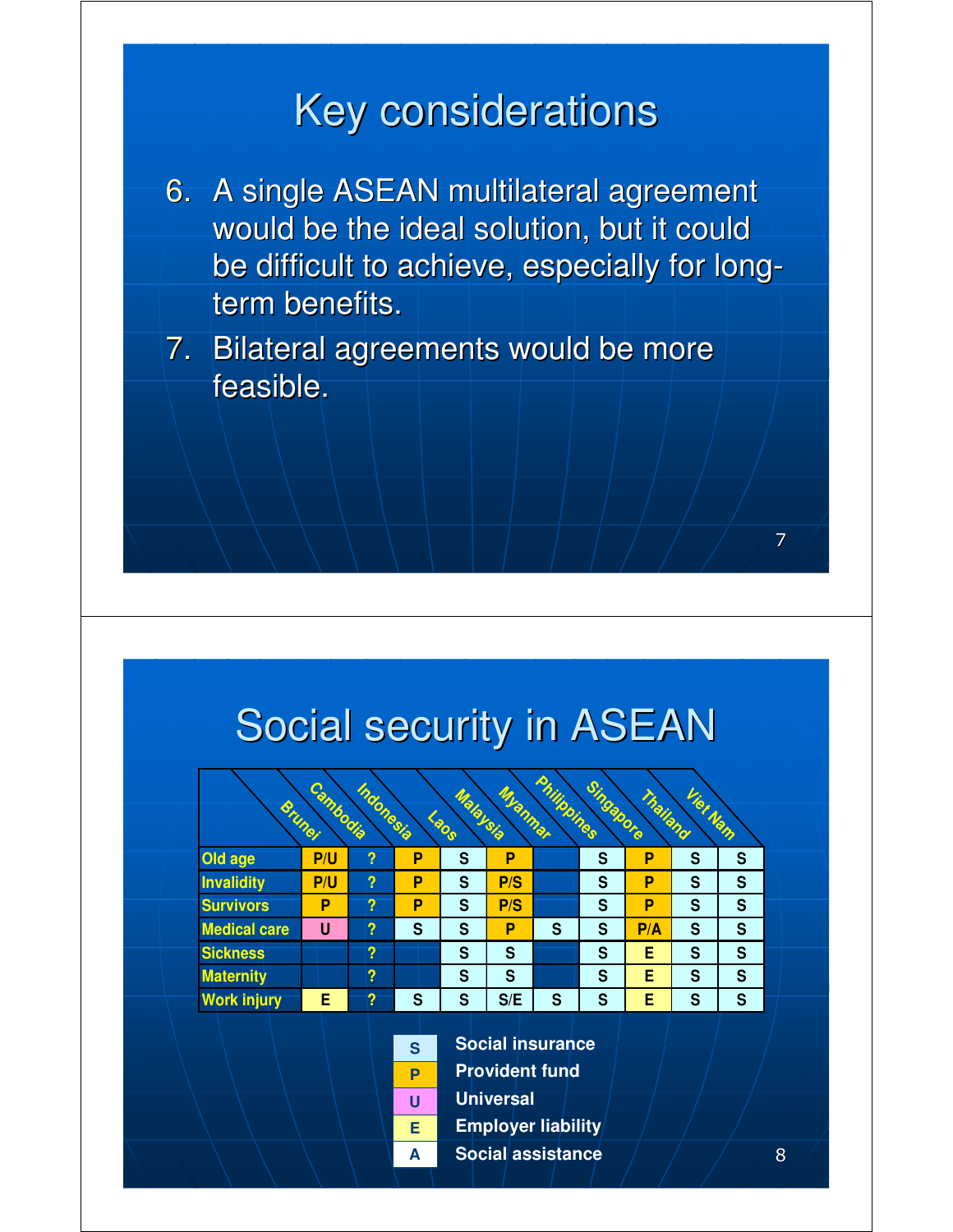# Key considerations

6. A single ASEAN multilateral agreement would be the ideal solution, but it could be difficult to achieve, especially for long-term benefits.
7. Bilateral agreements would be more feasible.

# Social security in ASEAN

| | Brunei | Cambodia | Indonesia | Laos | Malaysia | Myanmar | Philippines | Singapore | Thailand | Viet Nam |
|---|---|---|---|---|---|---|---|---|---|---|
| Old age | P/U | ? | P | S | P | | S | P | S | S |
| Invalidity | P/U | ? | P | S | P/S | | S | P | S | S |
| Survivors | P | ? | P | S | P/S | | S | P | S | S |
| Medical care | U | ? | S | S | P | S | S | P/A | S | S |
| Sickness | | ? | | S | S | | S | E | S | S |
| Maternity | | ? | | S | S | | S | E | S | S |
| Work injury | E | ? | S | S | S/E | S | S | E | S | S |

| | |
|---|---|
| S | Social insurance |
| P | Provident fund |
| U | Universal |
| E | Employer liability |
| A | Social assistance |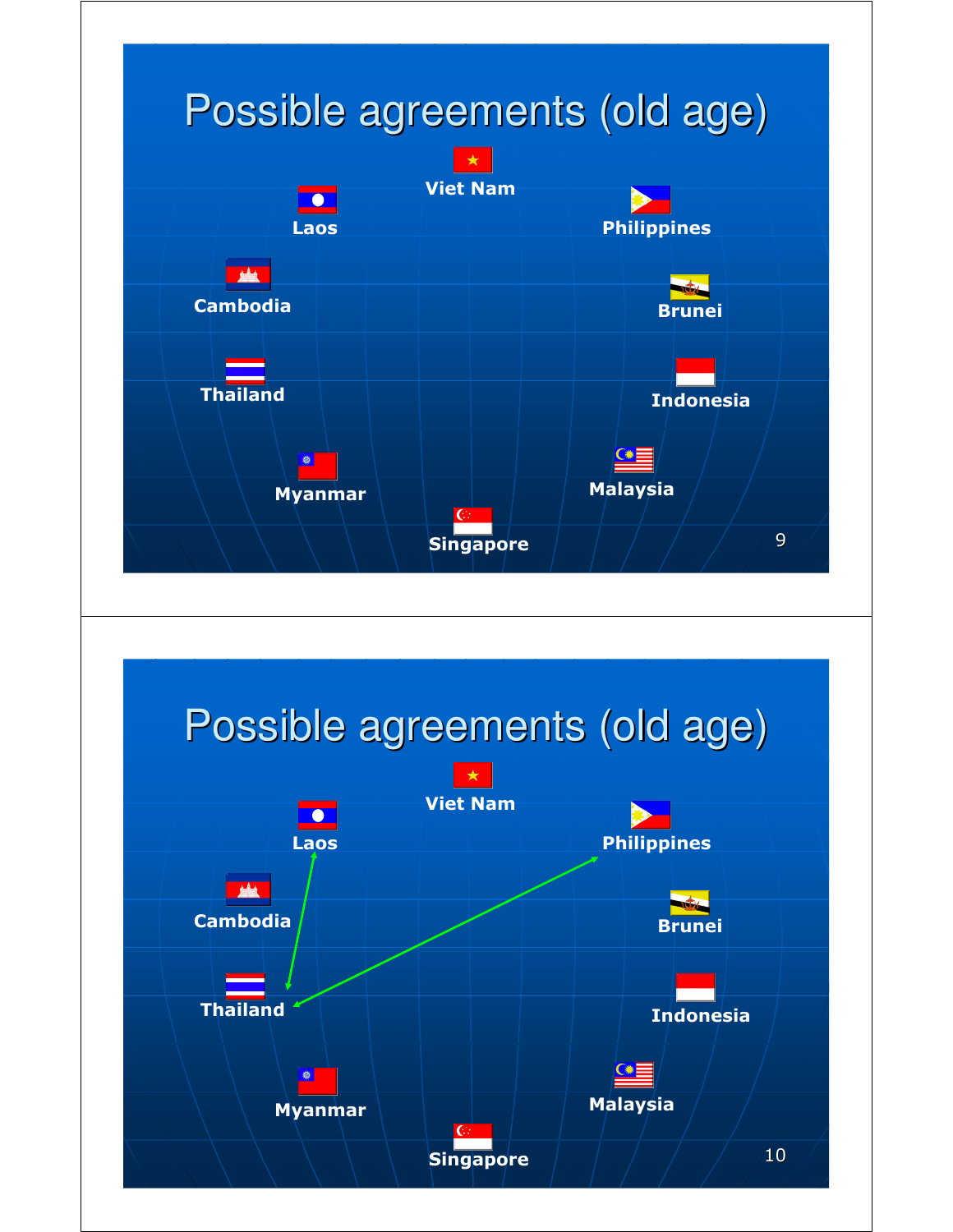# Possible agreements (old age)

Viet Nam

Laos

Philippines

Cambodia

Brunei

Thailand

Indonesia

Myanmar

Malaysia

Singapore

# Possible agreements (old age)

Viet Nam

Laos

Philippines

Cambodia

Brunei

Thailand

Indonesia

Myanmar

Malaysia

Singapore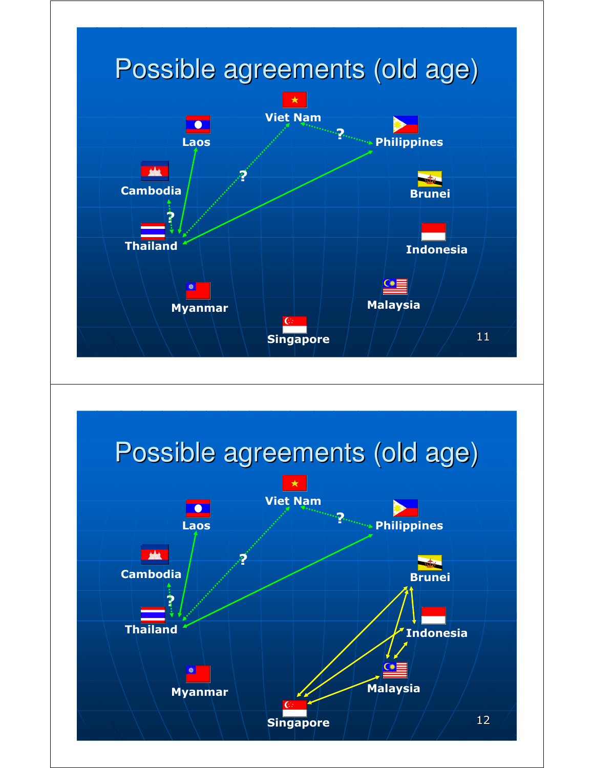# Possible agreements (old age)

Viet Nam

Laos

Philippines

Cambodia

Brunei

Thailand

Indonesia

Myanmar

Malaysia

Singapore

# Possible agreements (old age)

Viet Nam

Laos

Philippines

Cambodia

Brunei

Thailand

Indonesia

Myanmar

Malaysia

Singapore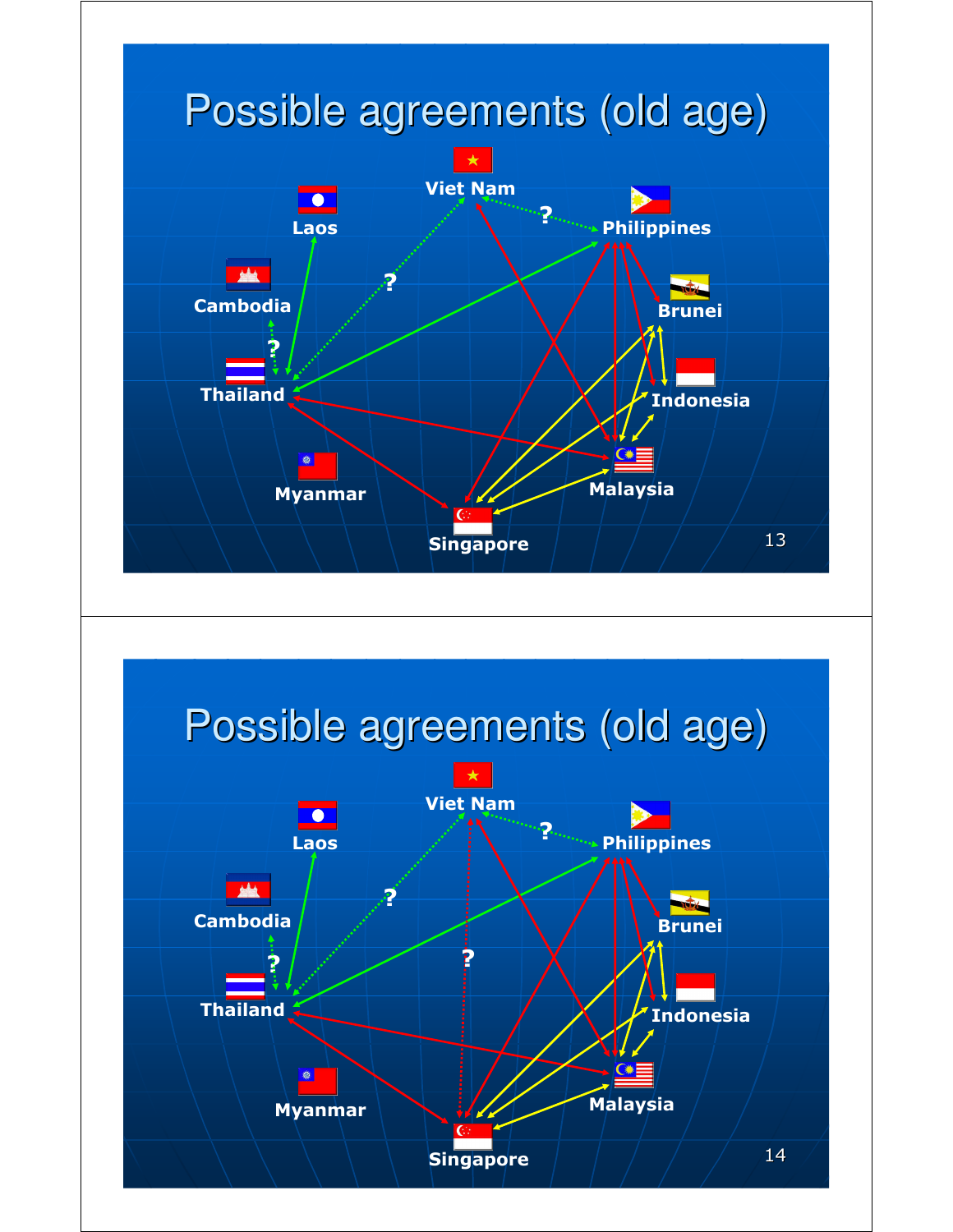# Possible agreements (old age)

Viet Nam

Laos

Philippines

Cambodia

Brunei

Thailand

Indonesia

Myanmar

Malaysia

Singapore

# Possible agreements (old age)

Viet Nam

Laos

Philippines

Cambodia

Brunei

Thailand

Indonesia

Myanmar

Malaysia

Singapore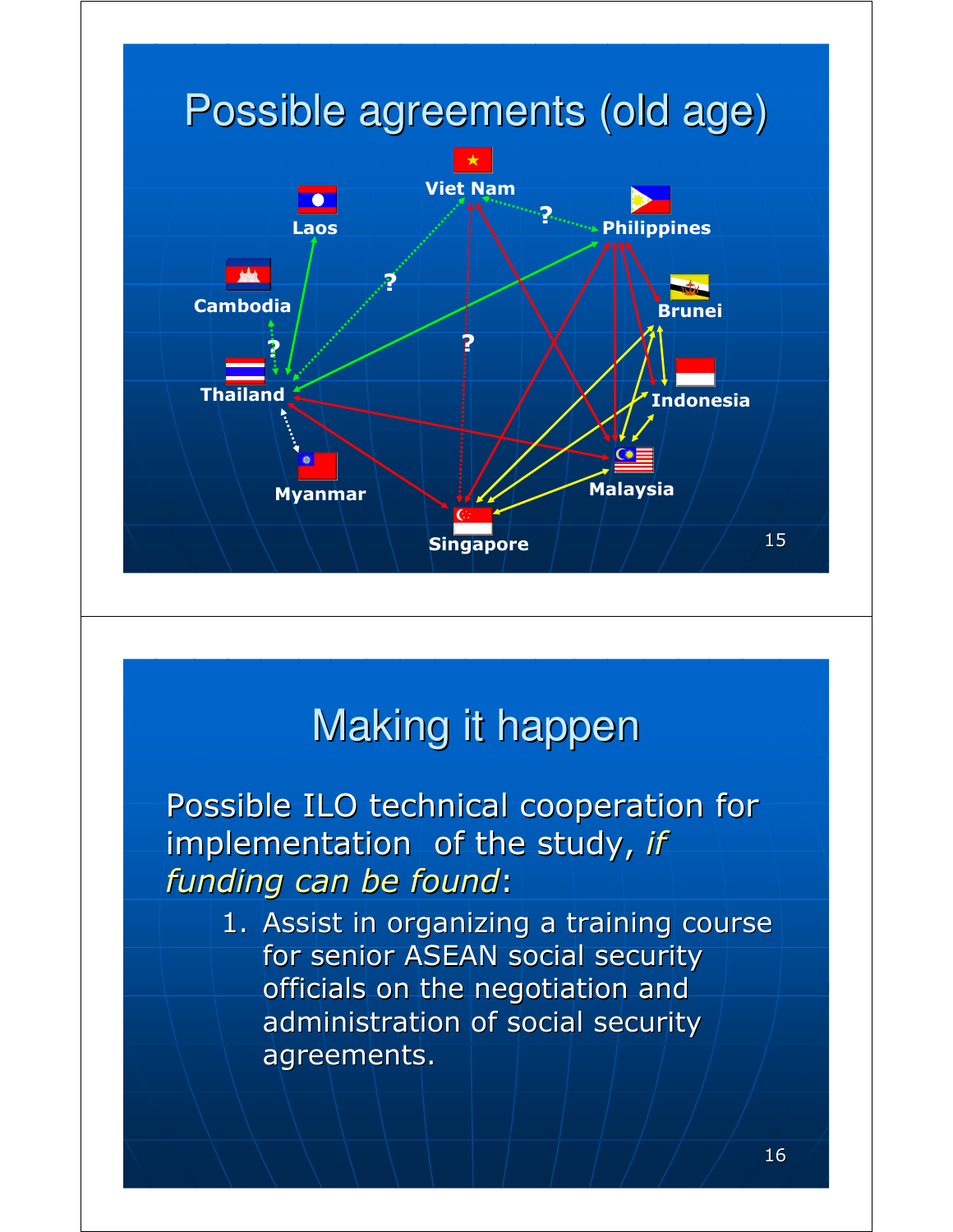# Possible agreements (old age)

Viet Nam

Laos

Philippines

Cambodia

Brunei

Thailand

Indonesia

Myanmar

Malaysia

Singapore

# Making it happen

Possible ILO technical cooperation for implementation of the study, *if funding can be found*:

1. Assist in organizing a training course for senior ASEAN social security officials on the negotiation and administration of social security agreements.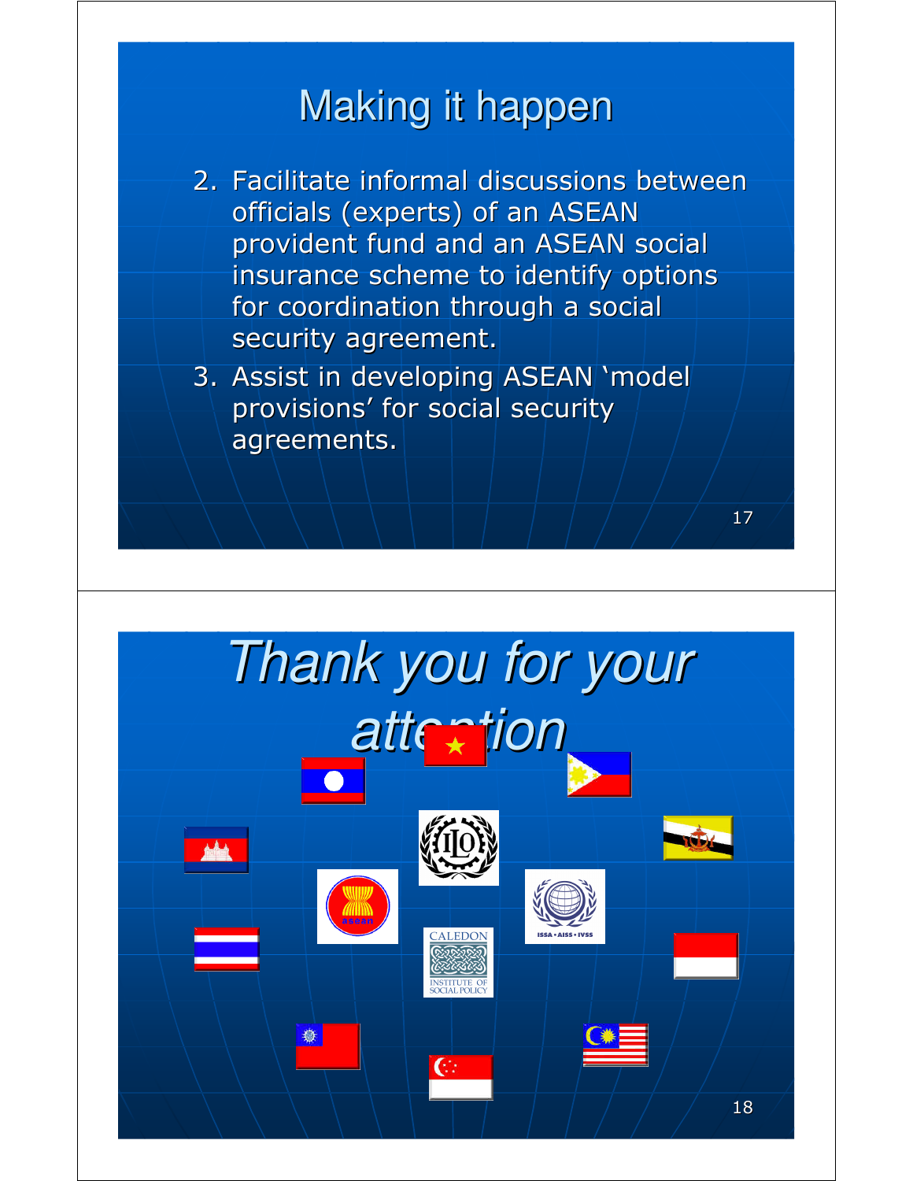# Making it happen

2. Facilitate informal discussions between officials (experts) of an ASEAN provident fund and an ASEAN social insurance scheme to identify options for coordination through a social security agreement.
3. Assist in developing ASEAN 'model provisions' for social security agreements.

# *Thank you for your attention*